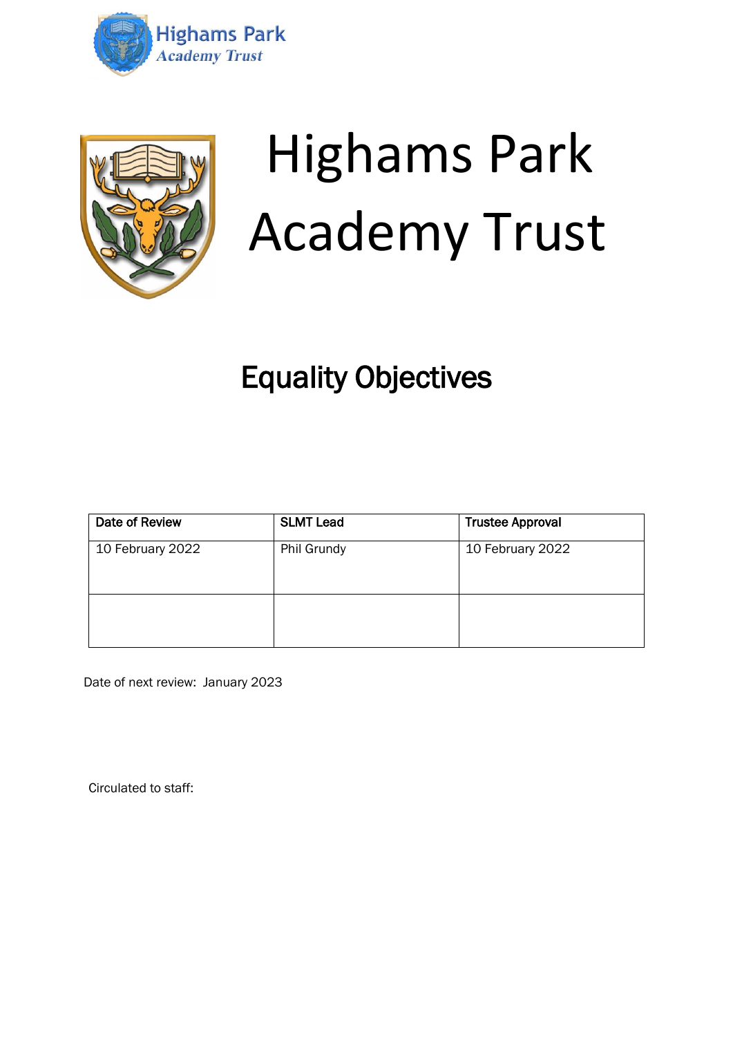Highams Park
Academy Trust

# Highams Park Academy Trust

## Equality Objectives

| Date of Review | SLMT Lead | Trustee Approval |
|---|---|---|
| 10 February 2022 | Phil Grundy | 10 February 2022 |
| | | |

Date of next review: January 2023

Circulated to staff: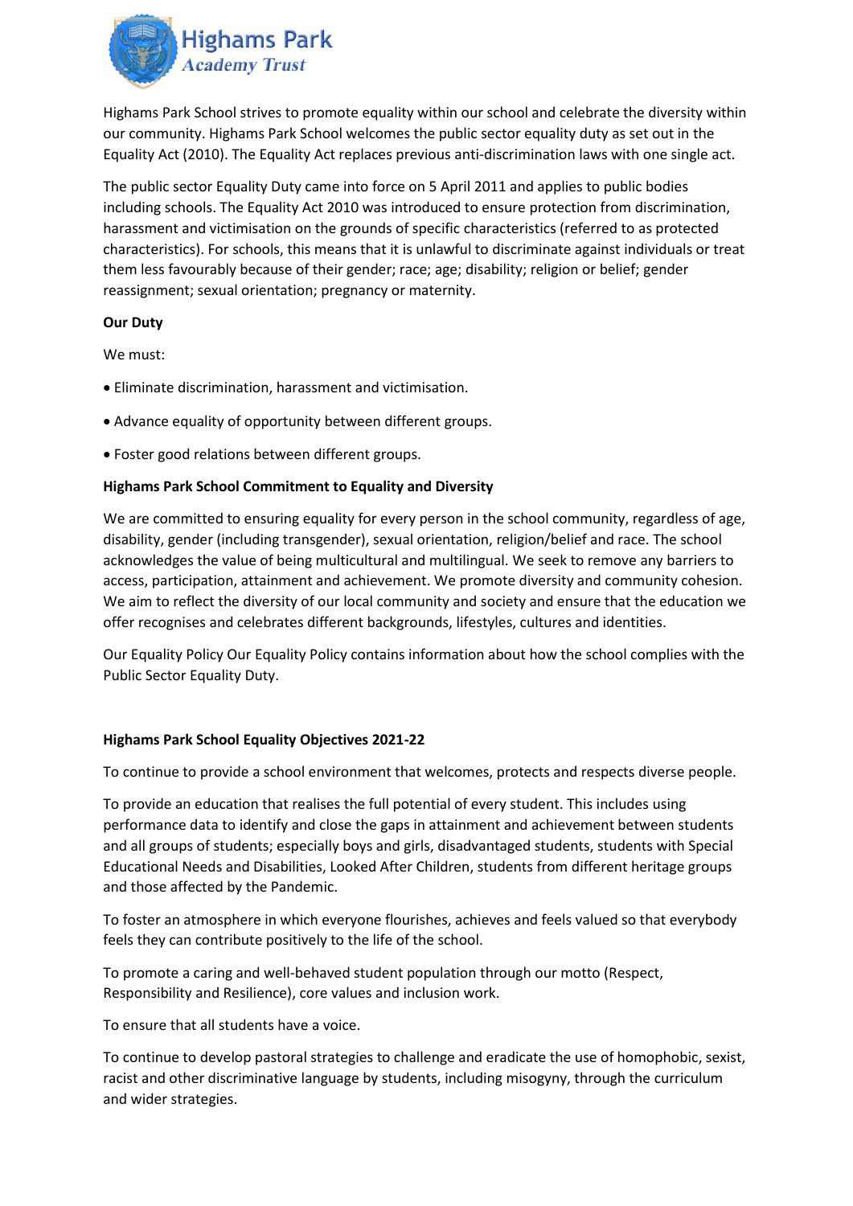Highams Park School strives to promote equality within our school and celebrate the diversity within our community. Highams Park School welcomes the public sector equality duty as set out in the Equality Act (2010). The Equality Act replaces previous anti-discrimination laws with one single act.

The public sector Equality Duty came into force on 5 April 2011 and applies to public bodies including schools. The Equality Act 2010 was introduced to ensure protection from discrimination, harassment and victimisation on the grounds of specific characteristics (referred to as protected characteristics). For schools, this means that it is unlawful to discriminate against individuals or treat them less favourably because of their gender; race; age; disability; religion or belief; gender reassignment; sexual orientation; pregnancy or maternity.

**Our Duty**

We must:

- Eliminate discrimination, harassment and victimisation.
- Advance equality of opportunity between different groups.
- Foster good relations between different groups.

**Highams Park School Commitment to Equality and Diversity**

We are committed to ensuring equality for every person in the school community, regardless of age, disability, gender (including transgender), sexual orientation, religion/belief and race. The school acknowledges the value of being multicultural and multilingual. We seek to remove any barriers to access, participation, attainment and achievement. We promote diversity and community cohesion. We aim to reflect the diversity of our local community and society and ensure that the education we offer recognises and celebrates different backgrounds, lifestyles, cultures and identities.

Our Equality Policy Our Equality Policy contains information about how the school complies with the Public Sector Equality Duty.

**Highams Park School Equality Objectives 2021-22**

To continue to provide a school environment that welcomes, protects and respects diverse people.

To provide an education that realises the full potential of every student. This includes using performance data to identify and close the gaps in attainment and achievement between students and all groups of students; especially boys and girls, disadvantaged students, students with Special Educational Needs and Disabilities, Looked After Children, students from different heritage groups and those affected by the Pandemic.

To foster an atmosphere in which everyone flourishes, achieves and feels valued so that everybody feels they can contribute positively to the life of the school.

To promote a caring and well-behaved student population through our motto (Respect, Responsibility and Resilience), core values and inclusion work.

To ensure that all students have a voice.

To continue to develop pastoral strategies to challenge and eradicate the use of homophobic, sexist, racist and other discriminative language by students, including misogyny, through the curriculum and wider strategies.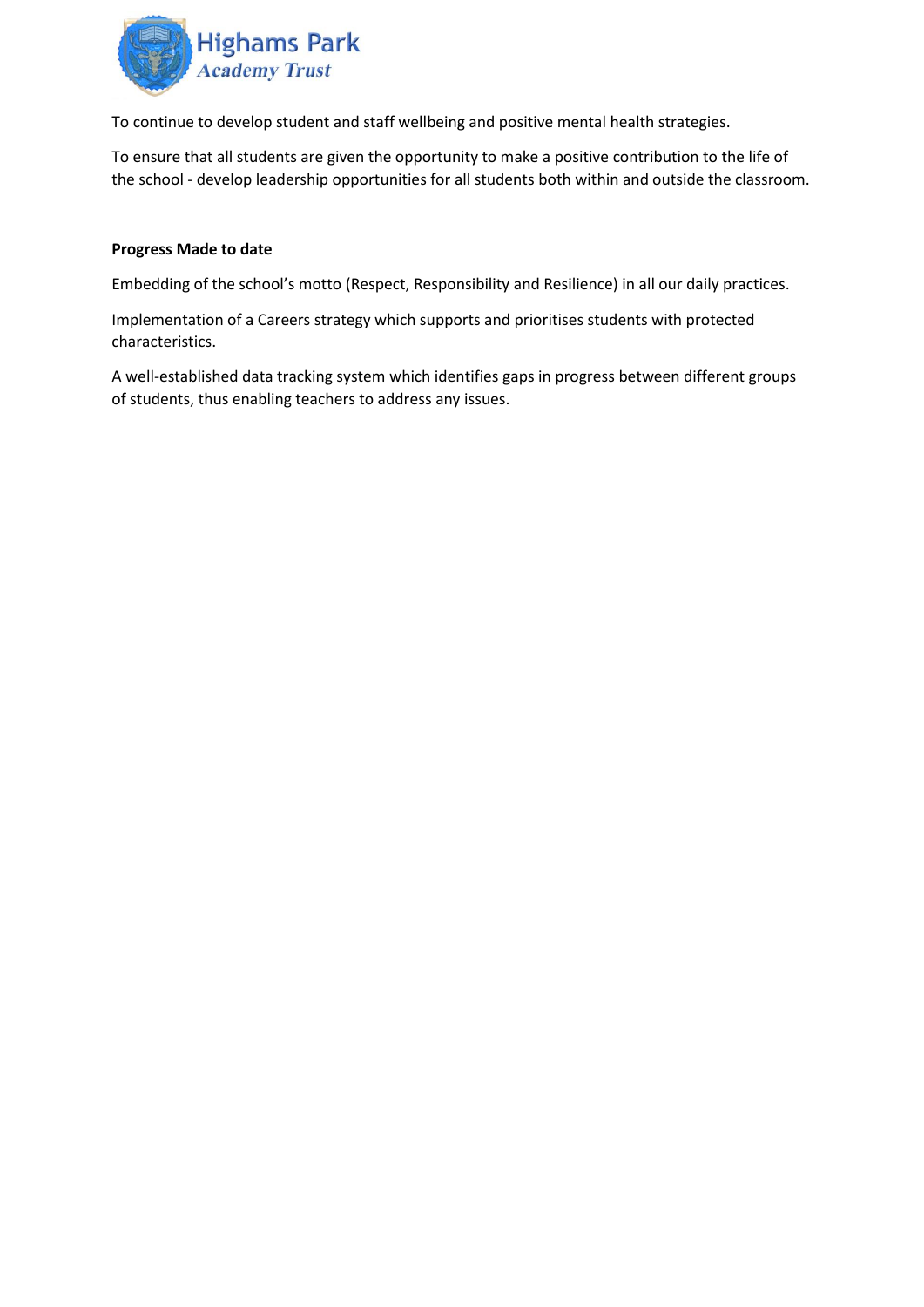To continue to develop student and staff wellbeing and positive mental health strategies.

To ensure that all students are given the opportunity to make a positive contribution to the life of the school - develop leadership opportunities for all students both within and outside the classroom.

**Progress Made to date**

Embedding of the school's motto (Respect, Responsibility and Resilience) in all our daily practices.

Implementation of a Careers strategy which supports and prioritises students with protected characteristics.

A well-established data tracking system which identifies gaps in progress between different groups of students, thus enabling teachers to address any issues.